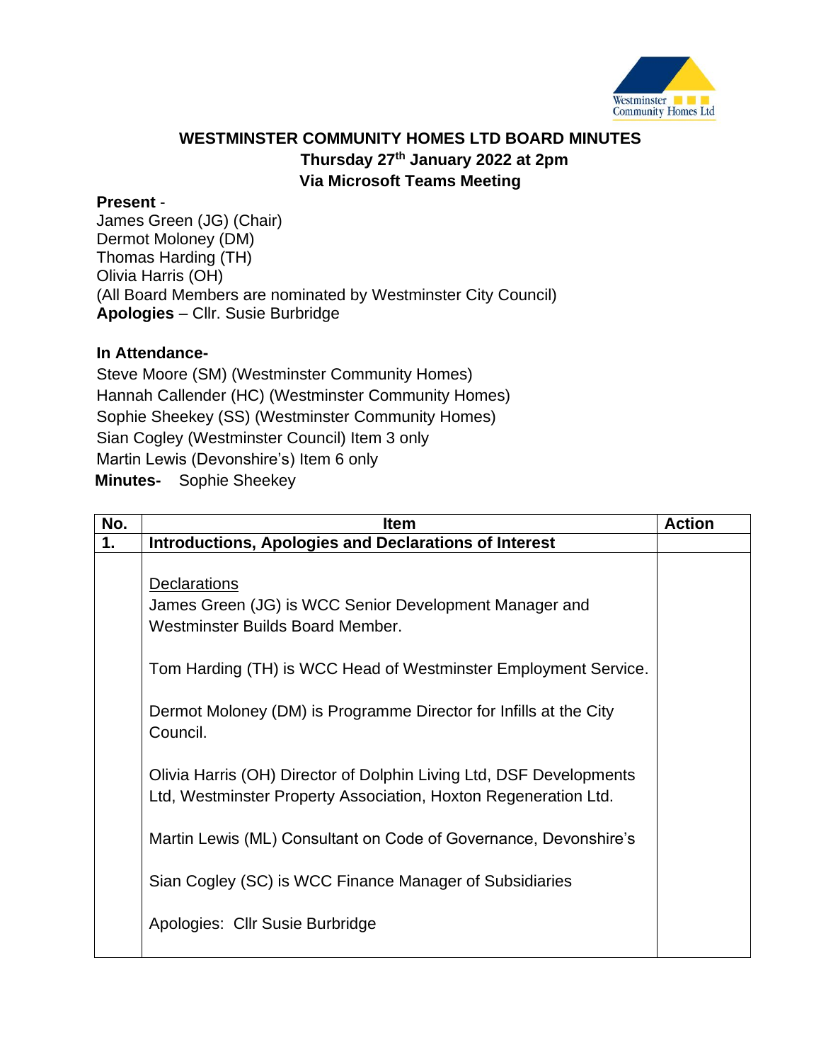# WESTMINSTER COMMUNITY HOMES LTD BOARD MINUTES

**Thursday 27th January 2022 at 2pm**

**Via Microsoft Teams Meeting**

**Present** -
James Green (JG) (Chair)
Dermot Moloney (DM)
Thomas Harding (TH)
Olivia Harris (OH)
(All Board Members are nominated by Westminster City Council)
**Apologies** – Cllr. Susie Burbridge

**In Attendance-**
Steve Moore (SM) (Westminster Community Homes)
Hannah Callender (HC) (Westminster Community Homes)
Sophie Sheekey (SS) (Westminster Community Homes)
Sian Cogley (Westminster Council) Item 3 only
Martin Lewis (Devonshire's) Item 6 only
**Minutes-** Sophie Sheekey

| No. | Item | Action |
|---|---|---|
| **1.** | **Introductions, Apologies and Declarations of Interest** | |
| | Declarations<br><br>James Green (JG) is WCC Senior Development Manager and Westminster Builds Board Member.<br><br>Tom Harding (TH) is WCC Head of Westminster Employment Service.<br><br>Dermot Moloney (DM) is Programme Director for Infills at the City Council.<br><br>Olivia Harris (OH) Director of Dolphin Living Ltd, DSF Developments Ltd, Westminster Property Association, Hoxton Regeneration Ltd.<br><br>Martin Lewis (ML) Consultant on Code of Governance, Devonshire's<br><br>Sian Cogley (SC) is WCC Finance Manager of Subsidiaries<br><br>Apologies: Cllr Susie Burbridge | |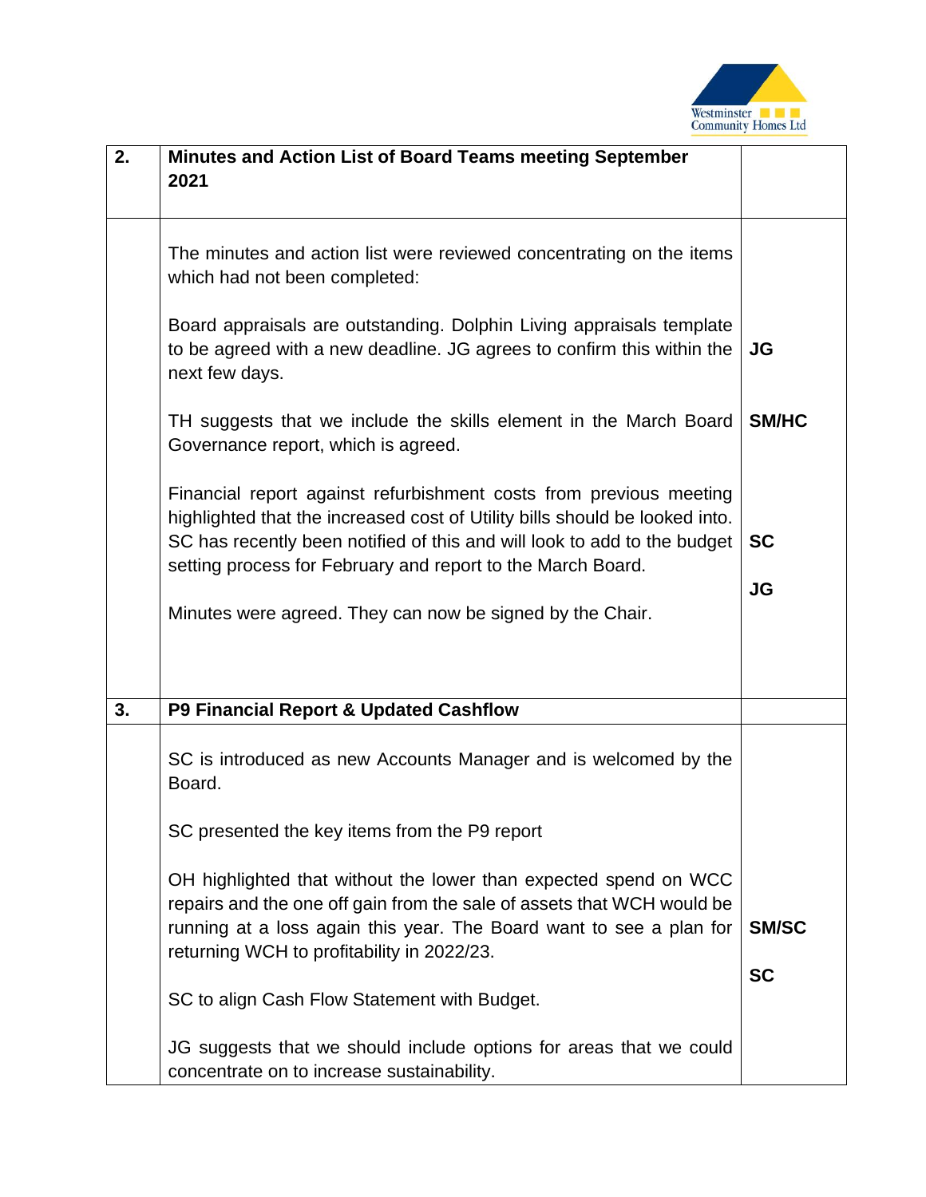| 2. | **Minutes and Action List of Board Teams meeting September 2021** | |
|---|---|---|
| | The minutes and action list were reviewed concentrating on the items which had not been completed: | |
| | Board appraisals are outstanding. Dolphin Living appraisals template to be agreed with a new deadline. JG agrees to confirm this within the next few days. | **JG** |
| | TH suggests that we include the skills element in the March Board Governance report, which is agreed. | **SM/HC** |
| | Financial report against refurbishment costs from previous meeting highlighted that the increased cost of Utility bills should be looked into. SC has recently been notified of this and will look to add to the budget setting process for February and report to the March Board. | **SC** |
| | Minutes were agreed. They can now be signed by the Chair. | **JG** |
| **3.** | **P9 Financial Report & Updated Cashflow** | |
| | SC is introduced as new Accounts Manager and is welcomed by the Board. | |
| | SC presented the key items from the P9 report | |
| | OH highlighted that without the lower than expected spend on WCC repairs and the one off gain from the sale of assets that WCH would be running at a loss again this year. The Board want to see a plan for returning WCH to profitability in 2022/23. | **SM/SC** |
| | SC to align Cash Flow Statement with Budget. | **SC** |
| | JG suggests that we should include options for areas that we could concentrate on to increase sustainability. | |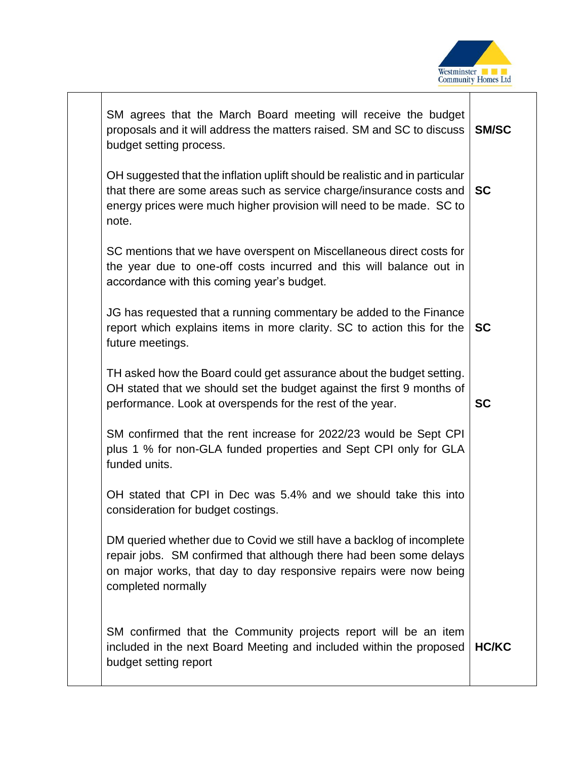| | | |
|---|---|---|
| | SM agrees that the March Board meeting will receive the budget proposals and it will address the matters raised. SM and SC to discuss budget setting process. | **SM/SC** |
| | OH suggested that the inflation uplift should be realistic and in particular that there are some areas such as service charge/insurance costs and energy prices were much higher provision will need to be made. SC to note. | **SC** |
| | SC mentions that we have overspent on Miscellaneous direct costs for the year due to one-off costs incurred and this will balance out in accordance with this coming year's budget. | |
| | JG has requested that a running commentary be added to the Finance report which explains items in more clarity. SC to action this for the future meetings. | **SC** |
| | TH asked how the Board could get assurance about the budget setting. OH stated that we should set the budget against the first 9 months of performance. Look at overspends for the rest of the year. | **SC** |
| | SM confirmed that the rent increase for 2022/23 would be Sept CPI plus 1 % for non-GLA funded properties and Sept CPI only for GLA funded units. | |
| | OH stated that CPI in Dec was 5.4% and we should take this into consideration for budget costings. | |
| | DM queried whether due to Covid we still have a backlog of incomplete repair jobs. SM confirmed that although there had been some delays on major works, that day to day responsive repairs were now being completed normally | |
| | SM confirmed that the Community projects report will be an item included in the next Board Meeting and included within the proposed budget setting report | **HC/KC** |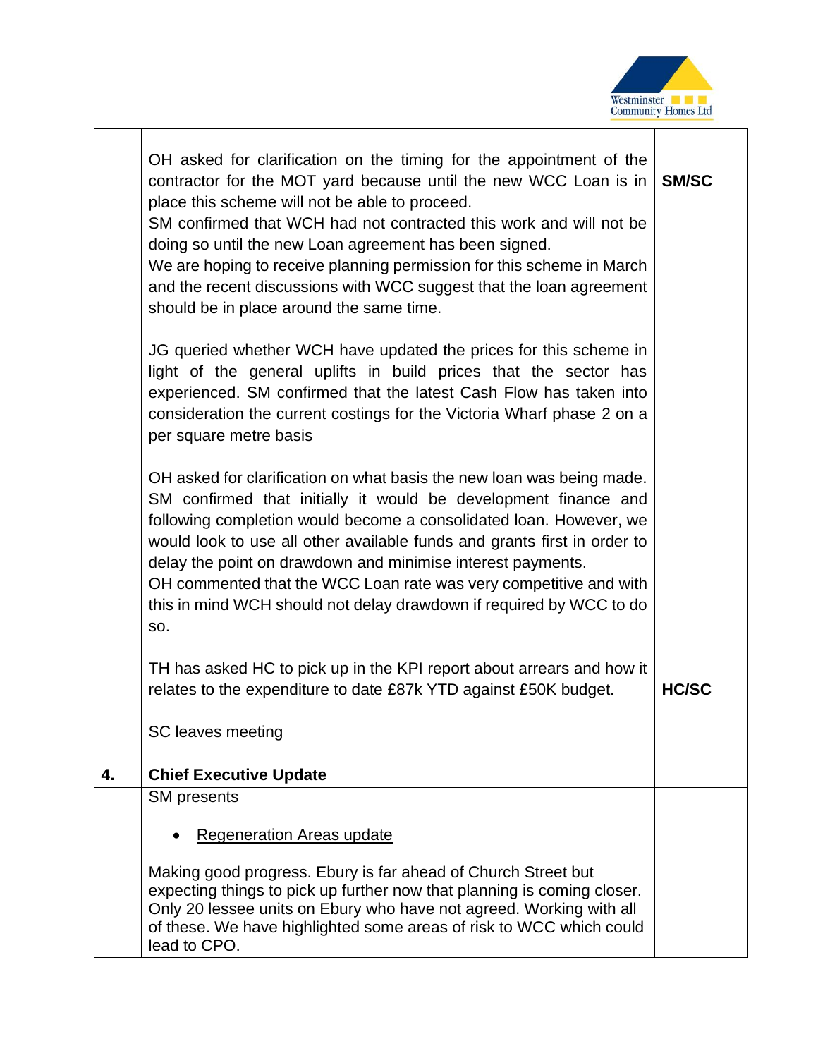| | | |
|---|---|---|
| | OH asked for clarification on the timing for the appointment of the contractor for the MOT yard because until the new WCC Loan is in place this scheme will not be able to proceed.<br>SM confirmed that WCH had not contracted this work and will not be doing so until the new Loan agreement has been signed.<br>We are hoping to receive planning permission for this scheme in March and the recent discussions with WCC suggest that the loan agreement should be in place around the same time.<br><br>JG queried whether WCH have updated the prices for this scheme in light of the general uplifts in build prices that the sector has experienced. SM confirmed that the latest Cash Flow has taken into consideration the current costings for the Victoria Wharf phase 2 on a per square metre basis<br><br>OH asked for clarification on what basis the new loan was being made. SM confirmed that initially it would be development finance and following completion would become a consolidated loan. However, we would look to use all other available funds and grants first in order to delay the point on drawdown and minimise interest payments.<br>OH commented that the WCC Loan rate was very competitive and with this in mind WCH should not delay drawdown if required by WCC to do so.<br><br>TH has asked HC to pick up in the KPI report about arrears and how it relates to the expenditure to date £87k YTD against £50K budget.<br><br>SC leaves meeting | **SM/SC**<br><br><br><br><br><br><br><br><br><br><br><br><br><br><br><br><br><br><br><br><br>**HC/SC** |
| **4.** | **Chief Executive Update** | |
| | SM presents<br><br>• <u>Regeneration Areas update</u><br><br>Making good progress. Ebury is far ahead of Church Street but expecting things to pick up further now that planning is coming closer. Only 20 lessee units on Ebury who have not agreed. Working with all of these. We have highlighted some areas of risk to WCC which could lead to CPO. | |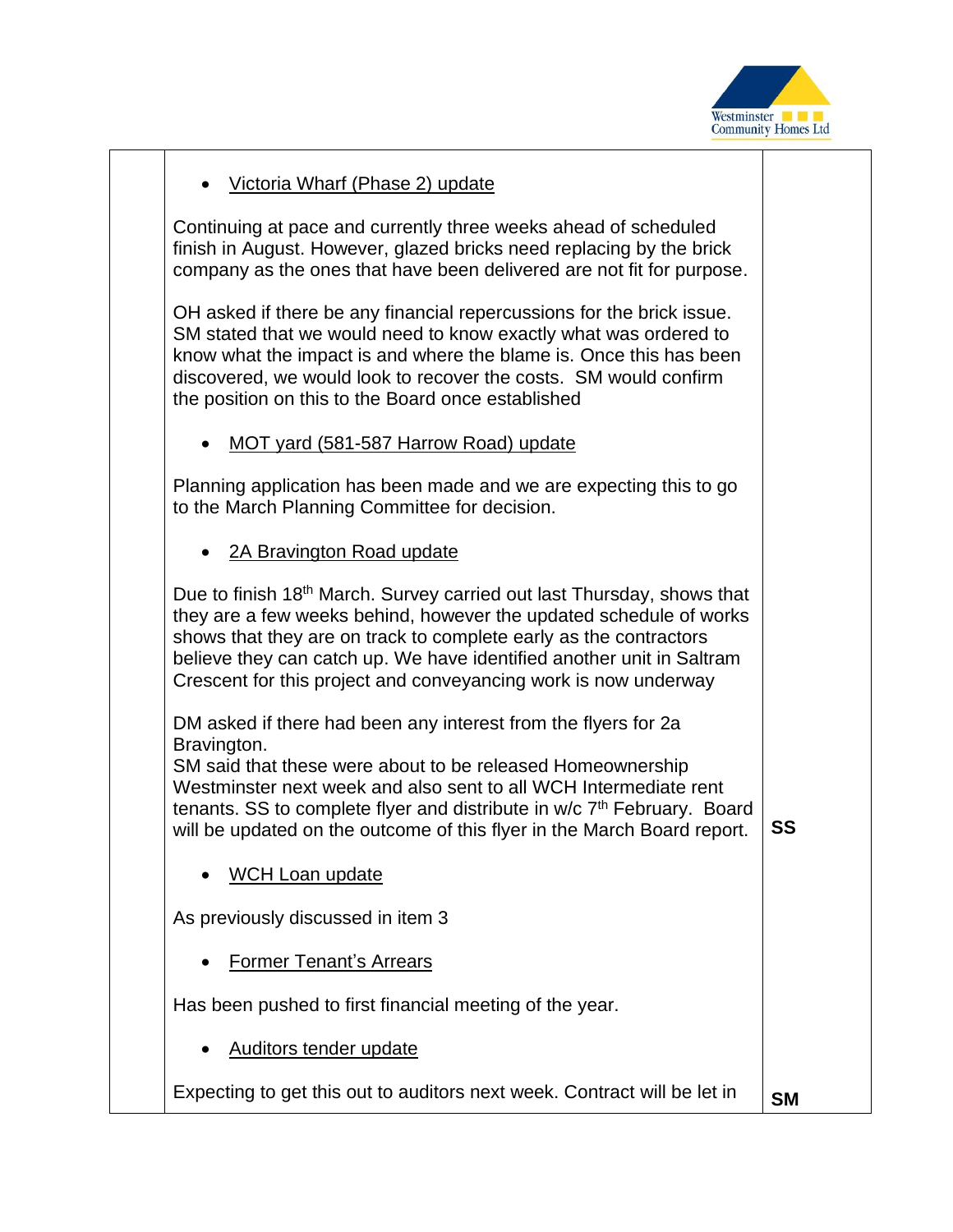| | | |
|---|---|---|
| | • Victoria Wharf (Phase 2) update<br><br>Continuing at pace and currently three weeks ahead of scheduled finish in August. However, glazed bricks need replacing by the brick company as the ones that have been delivered are not fit for purpose.<br><br>OH asked if there be any financial repercussions for the brick issue. SM stated that we would need to know exactly what was ordered to know what the impact is and where the blame is. Once this has been discovered, we would look to recover the costs. SM would confirm the position on this to the Board once established<br><br>• MOT yard (581-587 Harrow Road) update<br><br>Planning application has been made and we are expecting this to go to the March Planning Committee for decision.<br><br>• 2A Bravington Road update<br><br>Due to finish 18th March. Survey carried out last Thursday, shows that they are a few weeks behind, however the updated schedule of works shows that they are on track to complete early as the contractors believe they can catch up. We have identified another unit in Saltram Crescent for this project and conveyancing work is now underway<br><br>DM asked if there had been any interest from the flyers for 2a Bravington.<br>SM said that these were about to be released Homeownership Westminster next week and also sent to all WCH Intermediate rent tenants. SS to complete flyer and distribute in w/c 7th February. Board will be updated on the outcome of this flyer in the March Board report. | <br><br><br><br><br><br><br><br><br><br><br><br><br><br><br><br><br><br><br><br><br><br><br>**SS** |
| | • WCH Loan update<br><br>As previously discussed in item 3<br><br>• Former Tenant's Arrears<br><br>Has been pushed to first financial meeting of the year.<br><br>• Auditors tender update<br><br>Expecting to get this out to auditors next week. Contract will be let in | <br><br><br><br><br><br><br><br><br><br>**SM** |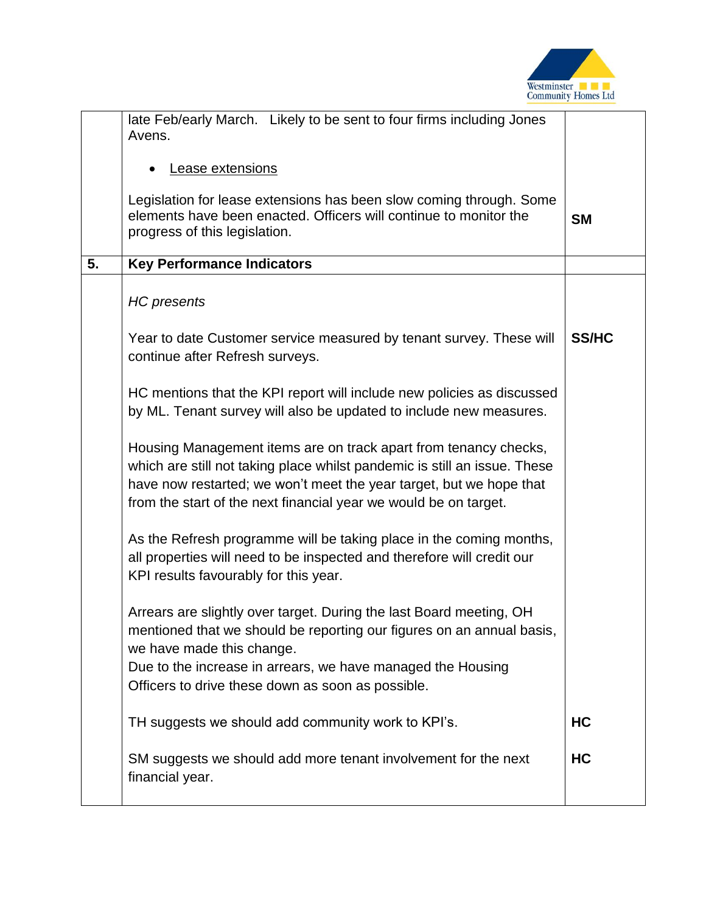| | | |
|---|---|---|
| | late Feb/early March. Likely to be sent to four firms including Jones Avens.<br><br>• <u>Lease extensions</u><br><br>Legislation for lease extensions has been slow coming through. Some elements have been enacted. Officers will continue to monitor the progress of this legislation. | **SM** |
| **5.** | **Key Performance Indicators** | |
| | *HC presents*<br><br>Year to date Customer service measured by tenant survey. These will continue after Refresh surveys.<br><br>HC mentions that the KPI report will include new policies as discussed by ML. Tenant survey will also be updated to include new measures.<br><br>Housing Management items are on track apart from tenancy checks, which are still not taking place whilst pandemic is still an issue. These have now restarted; we won't meet the year target, but we hope that from the start of the next financial year we would be on target.<br><br>As the Refresh programme will be taking place in the coming months, all properties will need to be inspected and therefore will credit our KPI results favourably for this year.<br><br>Arrears are slightly over target. During the last Board meeting, OH mentioned that we should be reporting our figures on an annual basis, we have made this change.<br>Due to the increase in arrears, we have managed the Housing Officers to drive these down as soon as possible. | **SS/HC** |
| | TH suggests we should add community work to KPI's. | **HC** |
| | SM suggests we should add more tenant involvement for the next financial year. | **HC** |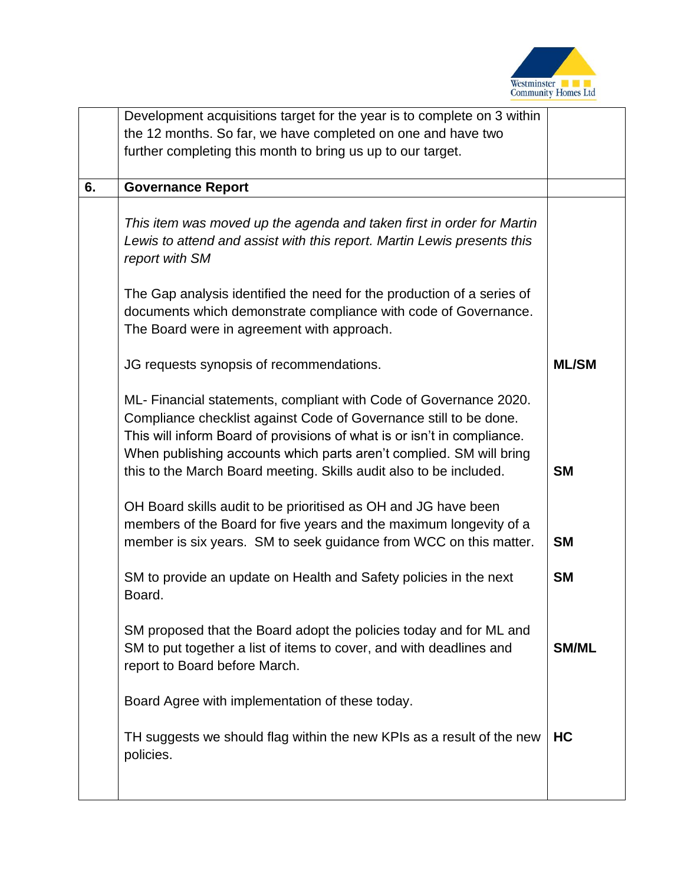| | | |
|---|---|---|
| | Development acquisitions target for the year is to complete on 3 within the 12 months. So far, we have completed on one and have two further completing this month to bring us up to our target. | |
| **6.** | **Governance Report** | |
| | *This item was moved up the agenda and taken first in order for Martin Lewis to attend and assist with this report. Martin Lewis presents this report with SM* | |
| | The Gap analysis identified the need for the production of a series of documents which demonstrate compliance with code of Governance. The Board were in agreement with approach. | |
| | JG requests synopsis of recommendations. | **ML/SM** |
| | ML- Financial statements, compliant with Code of Governance 2020. Compliance checklist against Code of Governance still to be done. This will inform Board of provisions of what is or isn't in compliance. When publishing accounts which parts aren't complied. SM will bring this to the March Board meeting. Skills audit also to be included. | **SM** |
| | OH Board skills audit to be prioritised as OH and JG have been members of the Board for five years and the maximum longevity of a member is six years. SM to seek guidance from WCC on this matter. | **SM** |
| | SM to provide an update on Health and Safety policies in the next Board. | **SM** |
| | SM proposed that the Board adopt the policies today and for ML and SM to put together a list of items to cover, and with deadlines and report to Board before March. | **SM/ML** |
| | Board Agree with implementation of these today. | |
| | TH suggests we should flag within the new KPIs as a result of the new policies. | **HC** |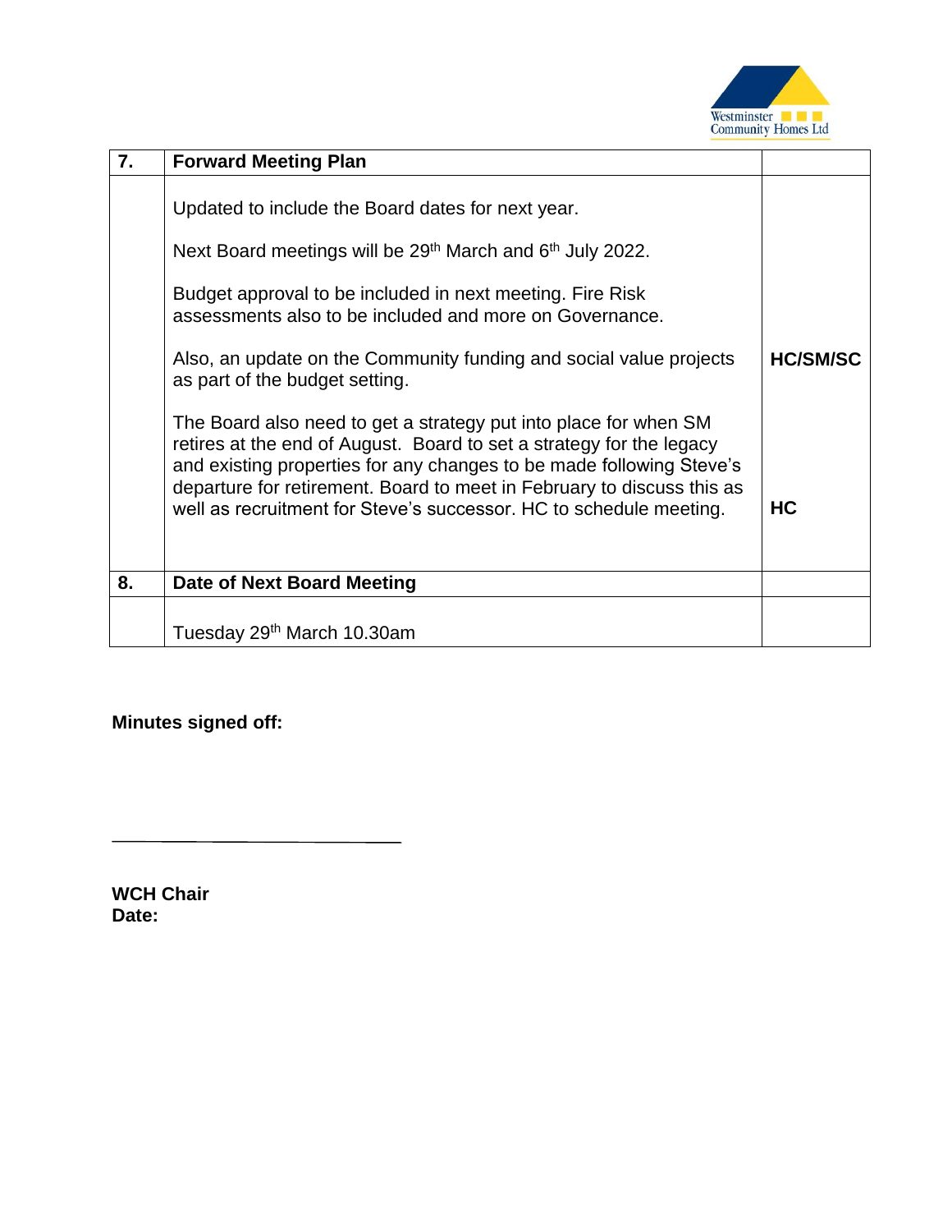| | | |
|---|---|---|
| **7.** | **Forward Meeting Plan** | |
| | Updated to include the Board dates for next year.<br><br>Next Board meetings will be 29th March and 6th July 2022.<br><br>Budget approval to be included in next meeting. Fire Risk assessments also to be included and more on Governance.<br><br>Also, an update on the Community funding and social value projects as part of the budget setting.<br><br>The Board also need to get a strategy put into place for when SM retires at the end of August. Board to set a strategy for the legacy and existing properties for any changes to be made following Steve's departure for retirement. Board to meet in February to discuss this as well as recruitment for Steve's successor. HC to schedule meeting. | **HC/SM/SC**<br><br>**HC** |
| **8.** | **Date of Next Board Meeting** | |
| | Tuesday 29th March 10.30am | |

**Minutes signed off:**

\_\_\_\_\_\_\_\_\_\_\_\_\_\_\_\_\_\_\_\_\_\_\_\_\_\_\_\_

**WCH Chair**
**Date:**